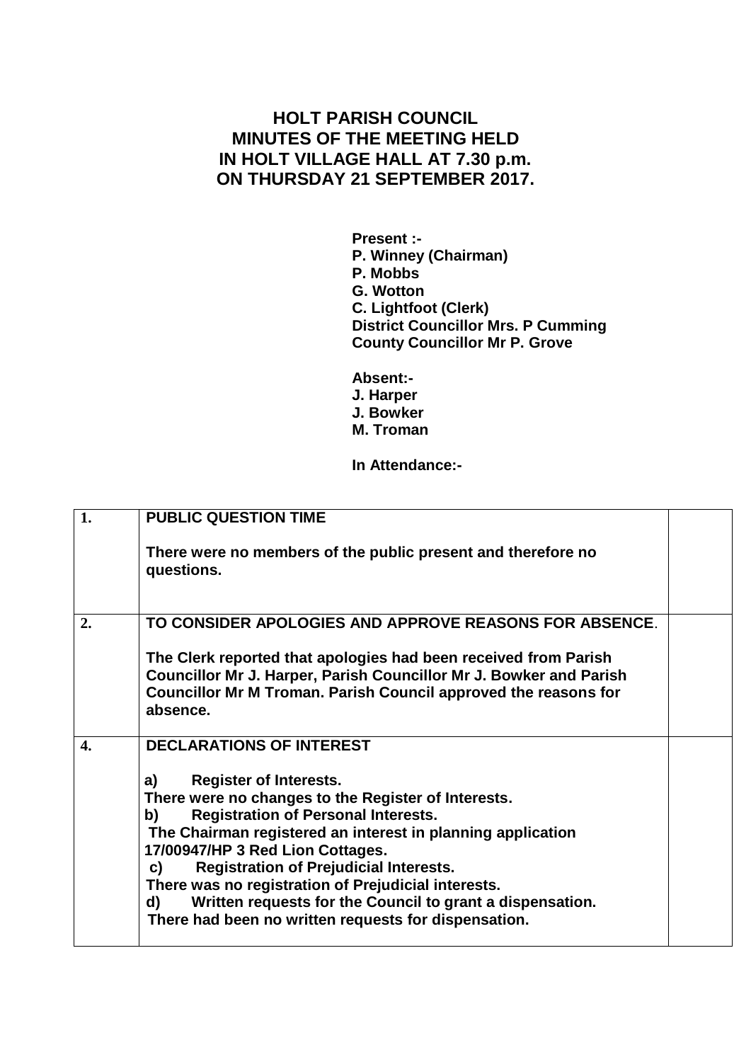# HOLT PARISH COUNCIL
# MINUTES OF THE MEETING HELD
# IN HOLT VILLAGE HALL AT 7.30 p.m.
# ON THURSDAY 21 SEPTEMBER 2017.

**Present :-**
**P. Winney (Chairman)**
**P. Mobbs**
**G. Wotton**
**C. Lightfoot (Clerk)**
**District Councillor Mrs. P Cumming**
**County Councillor Mr P. Grove**

**Absent:-**
**J. Harper**
**J. Bowker**
**M. Troman**

**In Attendance:-**

| | | |
|---|---|---|
| **1.** | **PUBLIC QUESTION TIME**<br><br>**There were no members of the public present and therefore no questions.** | |
| **2.** | **TO CONSIDER APOLOGIES AND APPROVE REASONS FOR ABSENCE**.<br><br>**The Clerk reported that apologies had been received from Parish Councillor Mr J. Harper, Parish Councillor Mr J. Bowker and Parish Councillor Mr M Troman. Parish Council approved the reasons for absence.** | |
| **4.** | **DECLARATIONS OF INTEREST**<br><br>**a) Register of Interests.**<br>**There were no changes to the Register of Interests.**<br>**b) Registration of Personal Interests.**<br>**The Chairman registered an interest in planning application 17/00947/HP 3 Red Lion Cottages.**<br>**c) Registration of Prejudicial Interests.**<br>**There was no registration of Prejudicial interests.**<br>**d) Written requests for the Council to grant a dispensation.**<br>**There had been no written requests for dispensation.** | |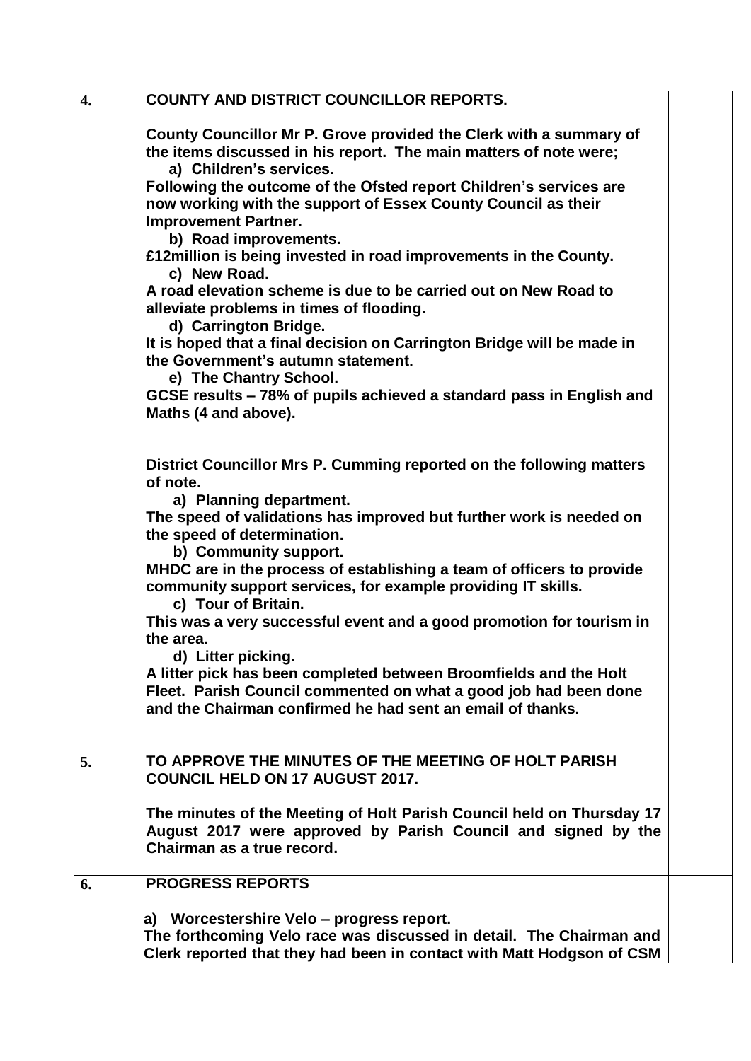| | | |
|---|---|---|
| **4.** | **COUNTY AND DISTRICT COUNCILLOR REPORTS.**<br><br>**County Councillor Mr P. Grove provided the Clerk with a summary of the items discussed in his report. The main matters of note were;**<br>**a) Children's services.**<br>**Following the outcome of the Ofsted report Children's services are now working with the support of Essex County Council as their Improvement Partner.**<br>**b) Road improvements.**<br>**£12million is being invested in road improvements in the County.**<br>**c) New Road.**<br>**A road elevation scheme is due to be carried out on New Road to alleviate problems in times of flooding.**<br>**d) Carrington Bridge.**<br>**It is hoped that a final decision on Carrington Bridge will be made in the Government's autumn statement.**<br>**e) The Chantry School.**<br>**GCSE results – 78% of pupils achieved a standard pass in English and Maths (4 and above).**<br><br>**District Councillor Mrs P. Cumming reported on the following matters of note.**<br>**a) Planning department.**<br>**The speed of validations has improved but further work is needed on the speed of determination.**<br>**b) Community support.**<br>**MHDC are in the process of establishing a team of officers to provide community support services, for example providing IT skills.**<br>**c) Tour of Britain.**<br>**This was a very successful event and a good promotion for tourism in the area.**<br>**d) Litter picking.**<br>**A litter pick has been completed between Broomfields and the Holt Fleet. Parish Council commented on what a good job had been done and the Chairman confirmed he had sent an email of thanks.** | |
| **5.** | **TO APPROVE THE MINUTES OF THE MEETING OF HOLT PARISH COUNCIL HELD ON 17 AUGUST 2017.**<br><br>**The minutes of the Meeting of Holt Parish Council held on Thursday 17 August 2017 were approved by Parish Council and signed by the Chairman as a true record.** | |
| **6.** | **PROGRESS REPORTS**<br><br>**a) Worcestershire Velo – progress report.**<br>**The forthcoming Velo race was discussed in detail. The Chairman and Clerk reported that they had been in contact with Matt Hodgson of CSM** | |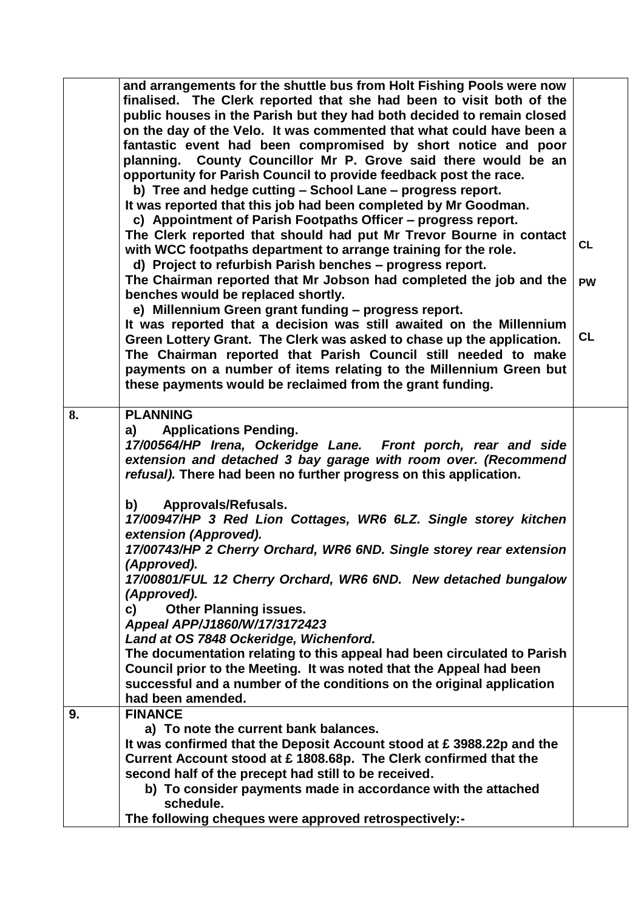| | | |
|---|---|---|
| | **and arrangements for the shuttle bus from Holt Fishing Pools were now finalised. The Clerk reported that she had been to visit both of the public houses in the Parish but they had both decided to remain closed on the day of the Velo. It was commented that what could have been a fantastic event had been compromised by short notice and poor planning. County Councillor Mr P. Grove said there would be an opportunity for Parish Council to provide feedback post the race.**<br>**b) Tree and hedge cutting – School Lane – progress report.**<br>**It was reported that this job had been completed by Mr Goodman.**<br>**c) Appointment of Parish Footpaths Officer – progress report.**<br>**The Clerk reported that should had put Mr Trevor Bourne in contact with WCC footpaths department to arrange training for the role.**<br>**d) Project to refurbish Parish benches – progress report.**<br>**The Chairman reported that Mr Jobson had completed the job and the benches would be replaced shortly.**<br>**e) Millennium Green grant funding – progress report.**<br>**It was reported that a decision was still awaited on the Millennium Green Lottery Grant. The Clerk was asked to chase up the application. The Chairman reported that Parish Council still needed to make payments on a number of items relating to the Millennium Green but these payments would be reclaimed from the grant funding.** | **CL**<br><br>**PW**<br><br>**CL** |
| **8.** | **PLANNING**<br>**a) Applications Pending.**<br>***17/00564/HP Irena, Ockeridge Lane. Front porch, rear and side extension and detached 3 bay garage with room over. (Recommend refusal).*** **There had been no further progress on this application.**<br><br>**b) Approvals/Refusals.**<br>***17/00947/HP 3 Red Lion Cottages, WR6 6LZ. Single storey kitchen extension (Approved).***<br>***17/00743/HP 2 Cherry Orchard, WR6 6ND. Single storey rear extension (Approved).***<br>***17/00801/FUL 12 Cherry Orchard, WR6 6ND. New detached bungalow (Approved).***<br>**c) Other Planning issues.**<br>***Appeal APP/J1860/W/17/3172423***<br>***Land at OS 7848 Ockeridge, Wichenford.***<br>**The documentation relating to this appeal had been circulated to Parish Council prior to the Meeting. It was noted that the Appeal had been successful and a number of the conditions on the original application had been amended.** | |
| **9.** | **FINANCE**<br>**a) To note the current bank balances.**<br>**It was confirmed that the Deposit Account stood at £ 3988.22p and the Current Account stood at £ 1808.68p. The Clerk confirmed that the second half of the precept had still to be received.**<br>**b) To consider payments made in accordance with the attached schedule.**<br>**The following cheques were approved retrospectively:-** | |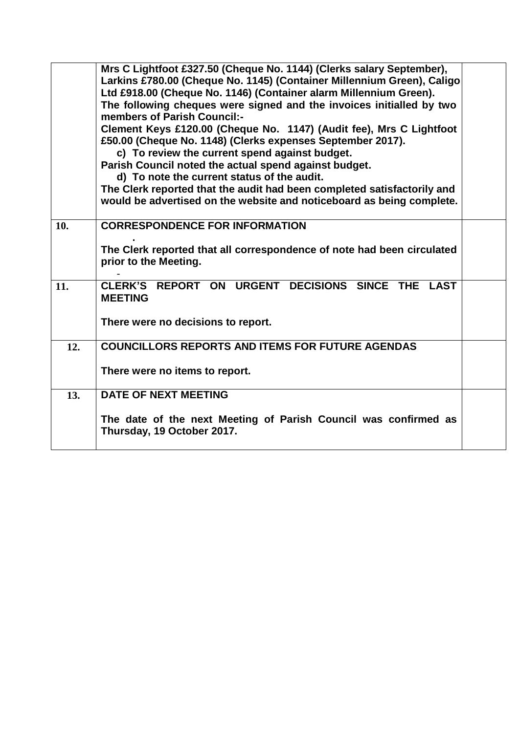| | | |
|---|---|---|
| | **Mrs C Lightfoot £327.50 (Cheque No. 1144) (Clerks salary September), Larkins £780.00 (Cheque No. 1145) (Container Millennium Green), Caligo Ltd £918.00 (Cheque No. 1146) (Container alarm Millennium Green).**<br>**The following cheques were signed and the invoices initialled by two members of Parish Council:-**<br>**Clement Keys £120.00 (Cheque No. 1147) (Audit fee), Mrs C Lightfoot £50.00 (Cheque No. 1148) (Clerks expenses September 2017).**<br>**c) To review the current spend against budget.**<br>**Parish Council noted the actual spend against budget.**<br>**d) To note the current status of the audit.**<br>**The Clerk reported that the audit had been completed satisfactorily and would be advertised on the website and noticeboard as being complete.** | |
| **10.** | **CORRESPONDENCE FOR INFORMATION**<br>**.**<br>**The Clerk reported that all correspondence of note had been circulated prior to the Meeting.**<br>- | |
| **11.** | **CLERK'S REPORT ON URGENT DECISIONS SINCE THE LAST MEETING**<br><br>**There were no decisions to report.** | |
| **12.** | **COUNCILLORS REPORTS AND ITEMS FOR FUTURE AGENDAS**<br><br>**There were no items to report.** | |
| **13.** | **DATE OF NEXT MEETING**<br><br>**The date of the next Meeting of Parish Council was confirmed as Thursday, 19 October 2017.** | |